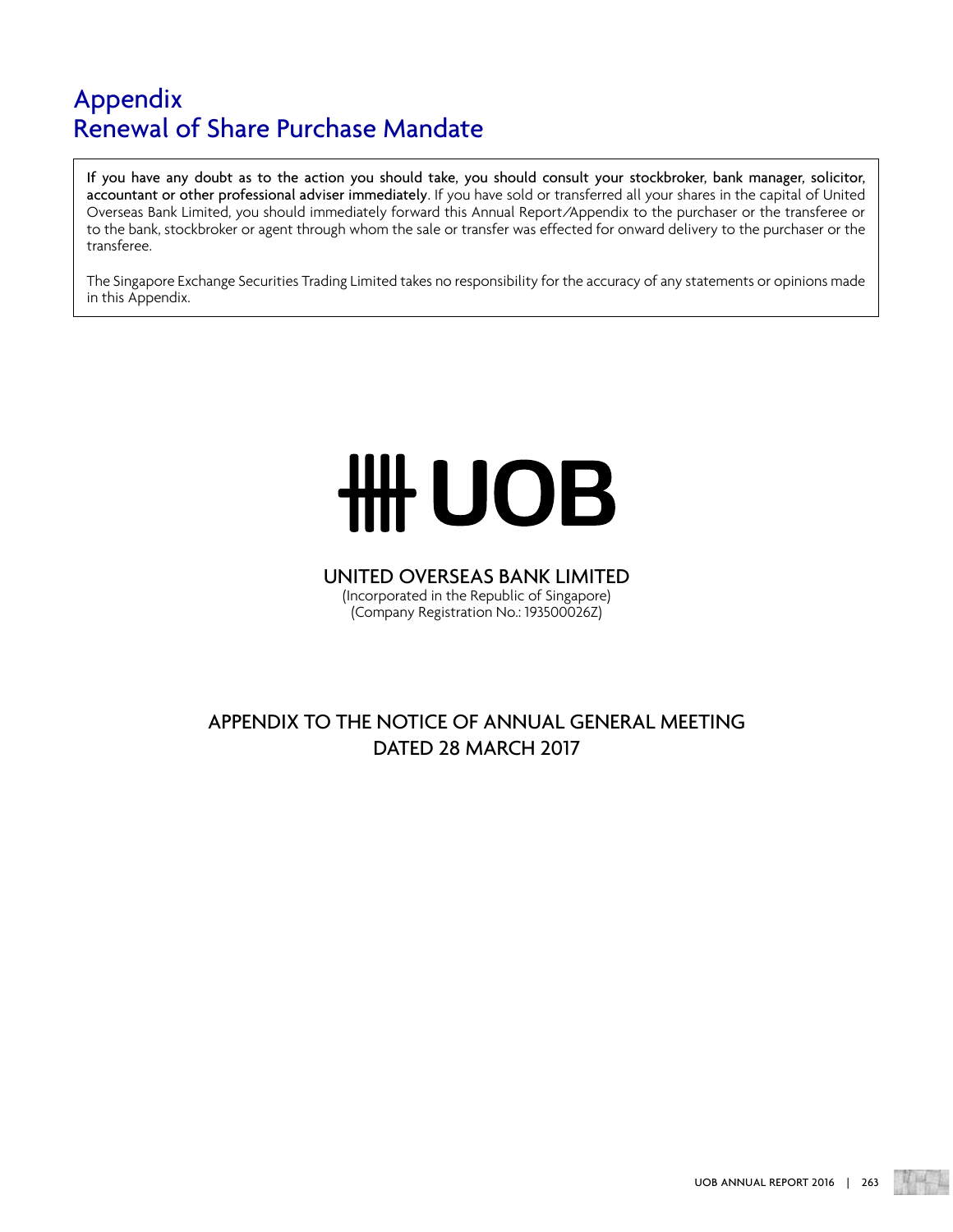# Appendix
# Renewal of Share Purchase Mandate

**If you have any doubt as to the action you should take, you should consult your stockbroker, bank manager, solicitor, accountant or other professional adviser immediately**. If you have sold or transferred all your shares in the capital of United Overseas Bank Limited, you should immediately forward this Annual Report/Appendix to the purchaser or the transferee or to the bank, stockbroker or agent through whom the sale or transfer was effected for onward delivery to the purchaser or the transferee.

The Singapore Exchange Securities Trading Limited takes no responsibility for the accuracy of any statements or opinions made in this Appendix.

UOB

UNITED OVERSEAS BANK LIMITED
(Incorporated in the Republic of Singapore)
(Company Registration No.: 193500026Z)

APPENDIX TO THE NOTICE OF ANNUAL GENERAL MEETING
DATED 28 MARCH 2017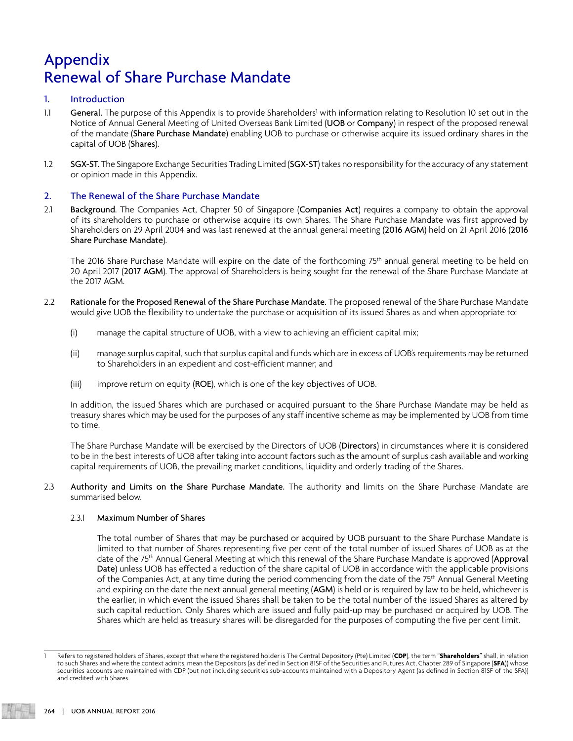# Appendix
# Renewal of Share Purchase Mandate

## 1. Introduction

1.1 **General.** The purpose of this Appendix is to provide Shareholders[1] with information relating to Resolution 10 set out in the Notice of Annual General Meeting of United Overseas Bank Limited (**UOB** or **Company**) in respect of the proposed renewal of the mandate (**Share Purchase Mandate**) enabling UOB to purchase or otherwise acquire its issued ordinary shares in the capital of UOB (**Shares**).

1.2 **SGX-ST.** The Singapore Exchange Securities Trading Limited (**SGX-ST**) takes no responsibility for the accuracy of any statement or opinion made in this Appendix.

## 2. The Renewal of the Share Purchase Mandate

2.1 **Background**. The Companies Act, Chapter 50 of Singapore (**Companies Act**) requires a company to obtain the approval of its shareholders to purchase or otherwise acquire its own Shares. The Share Purchase Mandate was first approved by Shareholders on 29 April 2004 and was last renewed at the annual general meeting (**2016 AGM**) held on 21 April 2016 (**2016 Share Purchase Mandate**).

The 2016 Share Purchase Mandate will expire on the date of the forthcoming 75th annual general meeting to be held on 20 April 2017 (**2017 AGM**). The approval of Shareholders is being sought for the renewal of the Share Purchase Mandate at the 2017 AGM.

2.2 **Rationale for the Proposed Renewal of the Share Purchase Mandate.** The proposed renewal of the Share Purchase Mandate would give UOB the flexibility to undertake the purchase or acquisition of its issued Shares as and when appropriate to:

(i) manage the capital structure of UOB, with a view to achieving an efficient capital mix;

(ii) manage surplus capital, such that surplus capital and funds which are in excess of UOB's requirements may be returned to Shareholders in an expedient and cost-efficient manner; and

(iii) improve return on equity (**ROE**), which is one of the key objectives of UOB.

In addition, the issued Shares which are purchased or acquired pursuant to the Share Purchase Mandate may be held as treasury shares which may be used for the purposes of any staff incentive scheme as may be implemented by UOB from time to time.

The Share Purchase Mandate will be exercised by the Directors of UOB (**Directors**) in circumstances where it is considered to be in the best interests of UOB after taking into account factors such as the amount of surplus cash available and working capital requirements of UOB, the prevailing market conditions, liquidity and orderly trading of the Shares.

2.3 **Authority and Limits on the Share Purchase Mandate.** The authority and limits on the Share Purchase Mandate are summarised below.

2.3.1 **Maximum Number of Shares**

The total number of Shares that may be purchased or acquired by UOB pursuant to the Share Purchase Mandate is limited to that number of Shares representing five per cent of the total number of issued Shares of UOB as at the date of the 75th Annual General Meeting at which this renewal of the Share Purchase Mandate is approved (**Approval Date**) unless UOB has effected a reduction of the share capital of UOB in accordance with the applicable provisions of the Companies Act, at any time during the period commencing from the date of the 75th Annual General Meeting and expiring on the date the next annual general meeting (**AGM**) is held or is required by law to be held, whichever is the earlier, in which event the issued Shares shall be taken to be the total number of the issued Shares as altered by such capital reduction. Only Shares which are issued and fully paid-up may be purchased or acquired by UOB. The Shares which are held as treasury shares will be disregarded for the purposes of computing the five per cent limit.

---

[1] Refers to registered holders of Shares, except that where the registered holder is The Central Depository (Pte) Limited (**CDP**), the term "**Shareholders**" shall, in relation to such Shares and where the context admits, mean the Depositors (as defined in Section 81SF of the Securities and Futures Act, Chapter 289 of Singapore (**SFA**)) whose securities accounts are maintained with CDP (but not including securities sub-accounts maintained with a Depository Agent (as defined in Section 81SF of the SFA)) and credited with Shares.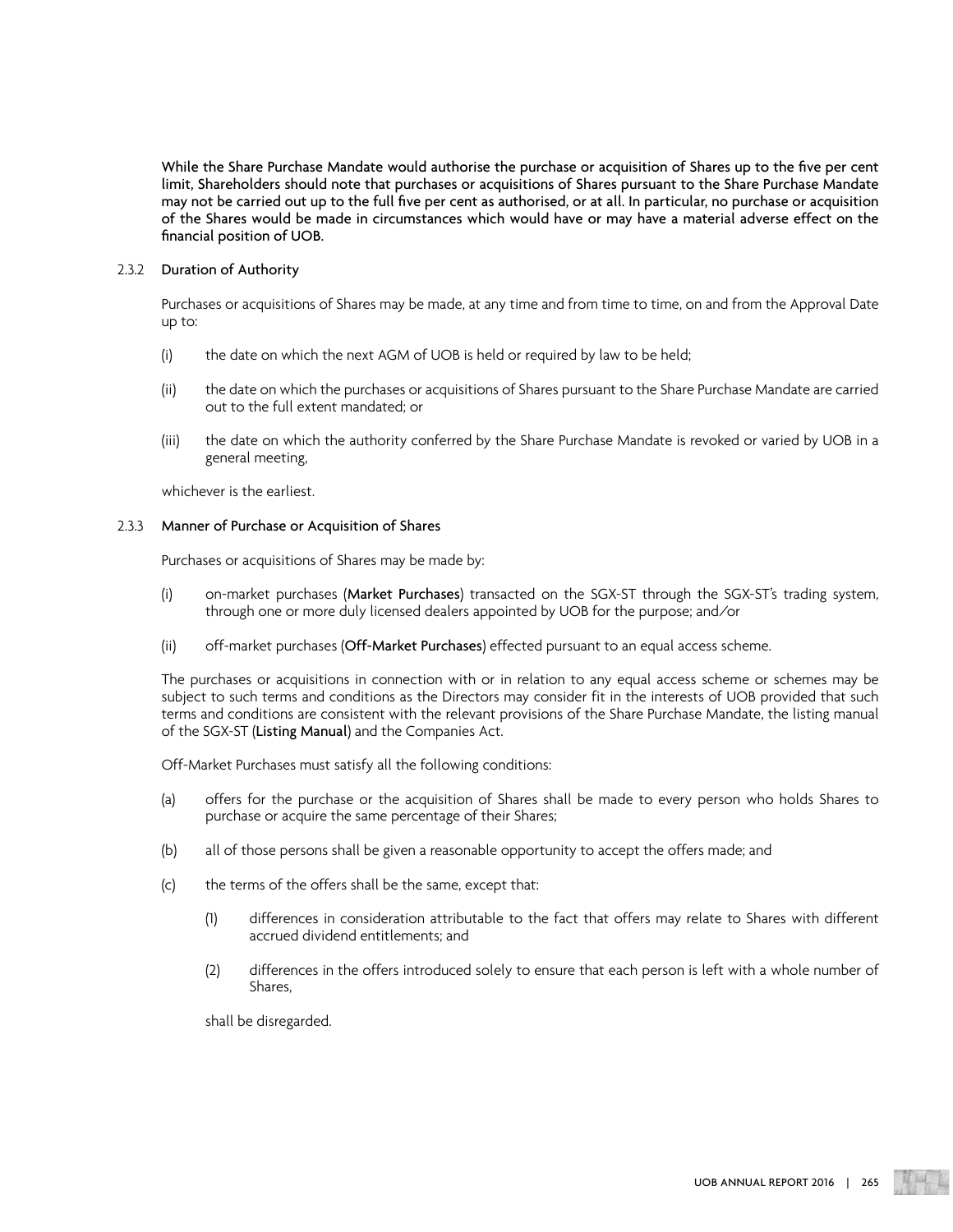**While the Share Purchase Mandate would authorise the purchase or acquisition of Shares up to the five per cent limit, Shareholders should note that purchases or acquisitions of Shares pursuant to the Share Purchase Mandate may not be carried out up to the full five per cent as authorised, or at all. In particular, no purchase or acquisition of the Shares would be made in circumstances which would have or may have a material adverse effect on the financial position of UOB.**

#### 2.3.2 Duration of Authority

Purchases or acquisitions of Shares may be made, at any time and from time to time, on and from the Approval Date up to:

(i) the date on which the next AGM of UOB is held or required by law to be held;

(ii) the date on which the purchases or acquisitions of Shares pursuant to the Share Purchase Mandate are carried out to the full extent mandated; or

(iii) the date on which the authority conferred by the Share Purchase Mandate is revoked or varied by UOB in a general meeting,

whichever is the earliest.

#### 2.3.3 Manner of Purchase or Acquisition of Shares

Purchases or acquisitions of Shares may be made by:

(i) on-market purchases (**Market Purchases**) transacted on the SGX-ST through the SGX-ST's trading system, through one or more duly licensed dealers appointed by UOB for the purpose; and/or

(ii) off-market purchases (**Off-Market Purchases**) effected pursuant to an equal access scheme.

The purchases or acquisitions in connection with or in relation to any equal access scheme or schemes may be subject to such terms and conditions as the Directors may consider fit in the interests of UOB provided that such terms and conditions are consistent with the relevant provisions of the Share Purchase Mandate, the listing manual of the SGX-ST (**Listing Manual**) and the Companies Act.

Off-Market Purchases must satisfy all the following conditions:

(a) offers for the purchase or the acquisition of Shares shall be made to every person who holds Shares to purchase or acquire the same percentage of their Shares;

(b) all of those persons shall be given a reasonable opportunity to accept the offers made; and

(c) the terms of the offers shall be the same, except that:

  (1) differences in consideration attributable to the fact that offers may relate to Shares with different accrued dividend entitlements; and

  (2) differences in the offers introduced solely to ensure that each person is left with a whole number of Shares,

shall be disregarded.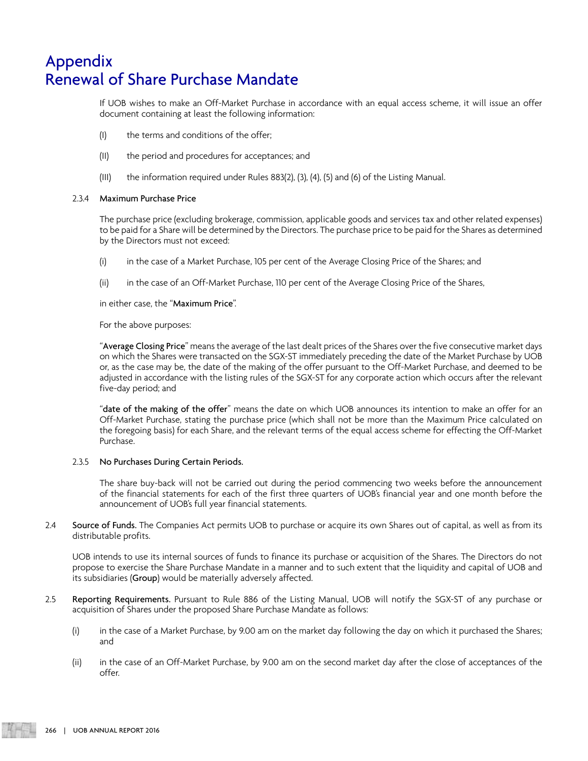# Appendix
# Renewal of Share Purchase Mandate

If UOB wishes to make an Off-Market Purchase in accordance with an equal access scheme, it will issue an offer document containing at least the following information:

(I) the terms and conditions of the offer;

(II) the period and procedures for acceptances; and

(III) the information required under Rules 883(2), (3), (4), (5) and (6) of the Listing Manual.

2.3.4 **Maximum Purchase Price**

The purchase price (excluding brokerage, commission, applicable goods and services tax and other related expenses) to be paid for a Share will be determined by the Directors. The purchase price to be paid for the Shares as determined by the Directors must not exceed:

(i) in the case of a Market Purchase, 105 per cent of the Average Closing Price of the Shares; and

(ii) in the case of an Off-Market Purchase, 110 per cent of the Average Closing Price of the Shares,

in either case, the "**Maximum Price**".

For the above purposes:

"**Average Closing Price**" means the average of the last dealt prices of the Shares over the five consecutive market days on which the Shares were transacted on the SGX-ST immediately preceding the date of the Market Purchase by UOB or, as the case may be, the date of the making of the offer pursuant to the Off-Market Purchase, and deemed to be adjusted in accordance with the listing rules of the SGX-ST for any corporate action which occurs after the relevant five-day period; and

"**date of the making of the offer**" means the date on which UOB announces its intention to make an offer for an Off-Market Purchase, stating the purchase price (which shall not be more than the Maximum Price calculated on the foregoing basis) for each Share, and the relevant terms of the equal access scheme for effecting the Off-Market Purchase.

2.3.5 **No Purchases During Certain Periods.**

The share buy-back will not be carried out during the period commencing two weeks before the announcement of the financial statements for each of the first three quarters of UOB's financial year and one month before the announcement of UOB's full year financial statements.

2.4 **Source of Funds.** The Companies Act permits UOB to purchase or acquire its own Shares out of capital, as well as from its distributable profits.

UOB intends to use its internal sources of funds to finance its purchase or acquisition of the Shares. The Directors do not propose to exercise the Share Purchase Mandate in a manner and to such extent that the liquidity and capital of UOB and its subsidiaries (**Group**) would be materially adversely affected.

2.5 **Reporting Requirements.** Pursuant to Rule 886 of the Listing Manual, UOB will notify the SGX-ST of any purchase or acquisition of Shares under the proposed Share Purchase Mandate as follows:

(i) in the case of a Market Purchase, by 9.00 am on the market day following the day on which it purchased the Shares; and

(ii) in the case of an Off-Market Purchase, by 9.00 am on the second market day after the close of acceptances of the offer.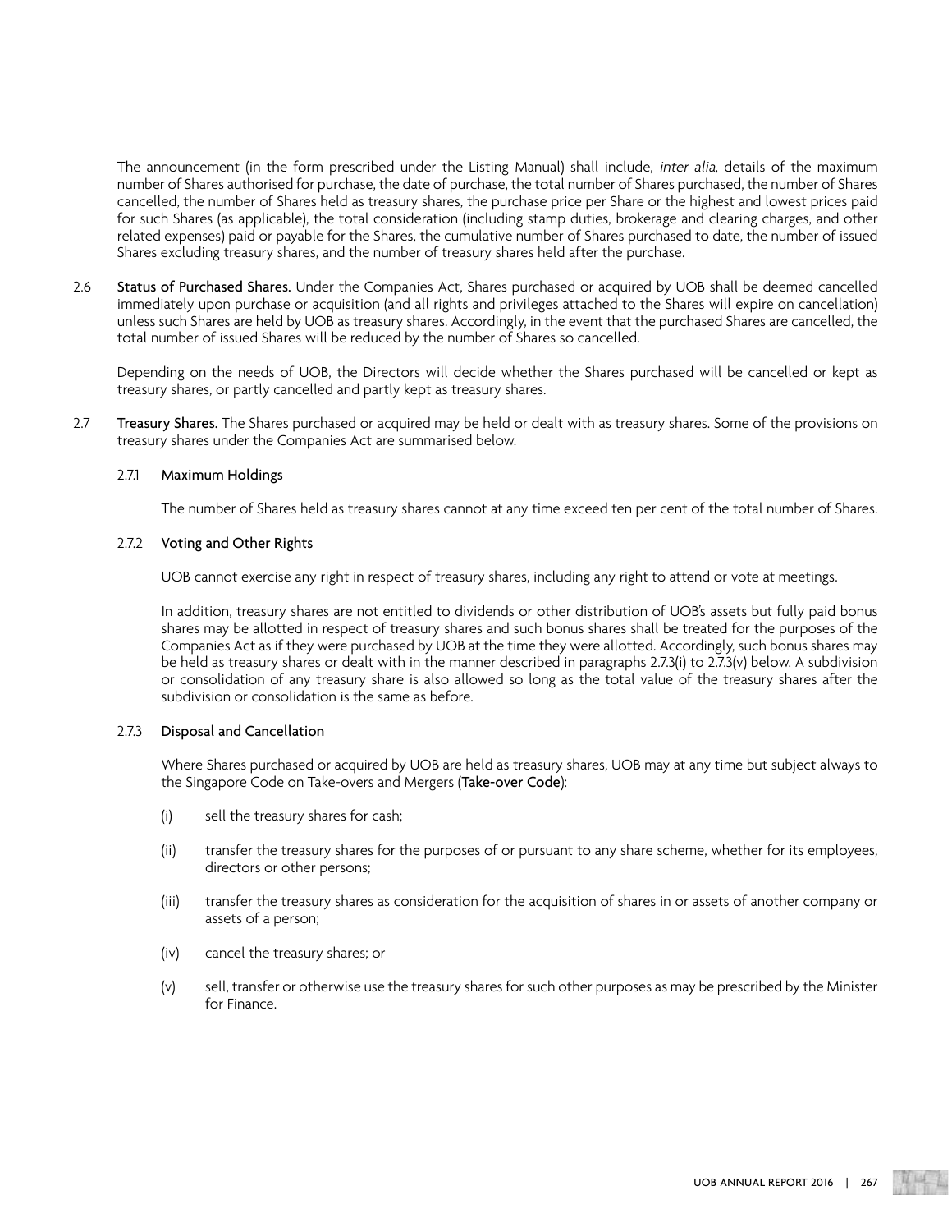The announcement (in the form prescribed under the Listing Manual) shall include, *inter alia*, details of the maximum number of Shares authorised for purchase, the date of purchase, the total number of Shares purchased, the number of Shares cancelled, the number of Shares held as treasury shares, the purchase price per Share or the highest and lowest prices paid for such Shares (as applicable), the total consideration (including stamp duties, brokerage and clearing charges, and other related expenses) paid or payable for the Shares, the cumulative number of Shares purchased to date, the number of issued Shares excluding treasury shares, and the number of treasury shares held after the purchase.

2.6 **Status of Purchased Shares.** Under the Companies Act, Shares purchased or acquired by UOB shall be deemed cancelled immediately upon purchase or acquisition (and all rights and privileges attached to the Shares will expire on cancellation) unless such Shares are held by UOB as treasury shares. Accordingly, in the event that the purchased Shares are cancelled, the total number of issued Shares will be reduced by the number of Shares so cancelled.

Depending on the needs of UOB, the Directors will decide whether the Shares purchased will be cancelled or kept as treasury shares, or partly cancelled and partly kept as treasury shares.

2.7 **Treasury Shares.** The Shares purchased or acquired may be held or dealt with as treasury shares. Some of the provisions on treasury shares under the Companies Act are summarised below.

2.7.1 **Maximum Holdings**

The number of Shares held as treasury shares cannot at any time exceed ten per cent of the total number of Shares.

2.7.2 **Voting and Other Rights**

UOB cannot exercise any right in respect of treasury shares, including any right to attend or vote at meetings.

In addition, treasury shares are not entitled to dividends or other distribution of UOB's assets but fully paid bonus shares may be allotted in respect of treasury shares and such bonus shares shall be treated for the purposes of the Companies Act as if they were purchased by UOB at the time they were allotted. Accordingly, such bonus shares may be held as treasury shares or dealt with in the manner described in paragraphs 2.7.3(i) to 2.7.3(v) below. A subdivision or consolidation of any treasury share is also allowed so long as the total value of the treasury shares after the subdivision or consolidation is the same as before.

2.7.3 **Disposal and Cancellation**

Where Shares purchased or acquired by UOB are held as treasury shares, UOB may at any time but subject always to the Singapore Code on Take-overs and Mergers (**Take-over Code**):

(i) sell the treasury shares for cash;

(ii) transfer the treasury shares for the purposes of or pursuant to any share scheme, whether for its employees, directors or other persons;

(iii) transfer the treasury shares as consideration for the acquisition of shares in or assets of another company or assets of a person;

(iv) cancel the treasury shares; or

(v) sell, transfer or otherwise use the treasury shares for such other purposes as may be prescribed by the Minister for Finance.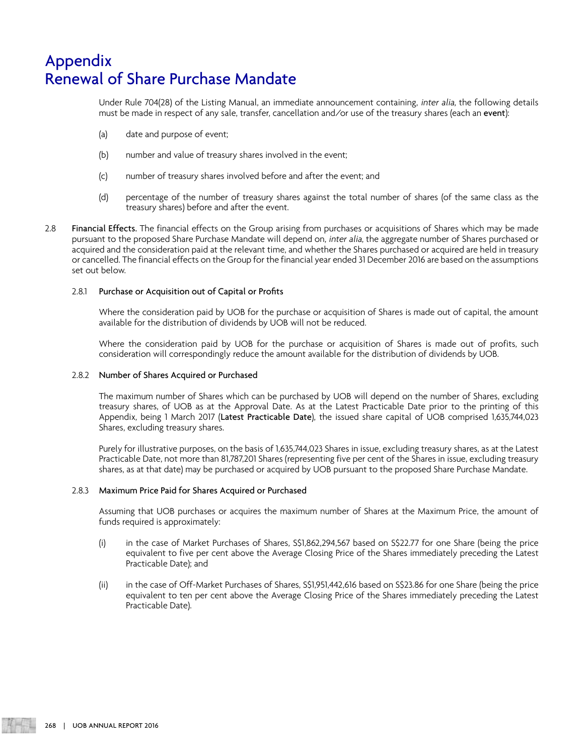# Appendix
# Renewal of Share Purchase Mandate

Under Rule 704(28) of the Listing Manual, an immediate announcement containing, *inter alia*, the following details must be made in respect of any sale, transfer, cancellation and/or use of the treasury shares (each an **event**):

(a) date and purpose of event;

(b) number and value of treasury shares involved in the event;

(c) number of treasury shares involved before and after the event; and

(d) percentage of the number of treasury shares against the total number of shares (of the same class as the treasury shares) before and after the event.

2.8 **Financial Effects.** The financial effects on the Group arising from purchases or acquisitions of Shares which may be made pursuant to the proposed Share Purchase Mandate will depend on, *inter alia*, the aggregate number of Shares purchased or acquired and the consideration paid at the relevant time, and whether the Shares purchased or acquired are held in treasury or cancelled. The financial effects on the Group for the financial year ended 31 December 2016 are based on the assumptions set out below.

2.8.1 **Purchase or Acquisition out of Capital or Profits**

Where the consideration paid by UOB for the purchase or acquisition of Shares is made out of capital, the amount available for the distribution of dividends by UOB will not be reduced.

Where the consideration paid by UOB for the purchase or acquisition of Shares is made out of profits, such consideration will correspondingly reduce the amount available for the distribution of dividends by UOB.

2.8.2 **Number of Shares Acquired or Purchased**

The maximum number of Shares which can be purchased by UOB will depend on the number of Shares, excluding treasury shares, of UOB as at the Approval Date. As at the Latest Practicable Date prior to the printing of this Appendix, being 1 March 2017 (**Latest Practicable Date**), the issued share capital of UOB comprised 1,635,744,023 Shares, excluding treasury shares.

Purely for illustrative purposes, on the basis of 1,635,744,023 Shares in issue, excluding treasury shares, as at the Latest Practicable Date, not more than 81,787,201 Shares (representing five per cent of the Shares in issue, excluding treasury shares, as at that date) may be purchased or acquired by UOB pursuant to the proposed Share Purchase Mandate.

2.8.3 **Maximum Price Paid for Shares Acquired or Purchased**

Assuming that UOB purchases or acquires the maximum number of Shares at the Maximum Price, the amount of funds required is approximately:

(i) in the case of Market Purchases of Shares, S$1,862,294,567 based on S$22.77 for one Share (being the price equivalent to five per cent above the Average Closing Price of the Shares immediately preceding the Latest Practicable Date); and

(ii) in the case of Off-Market Purchases of Shares, S$1,951,442,616 based on S$23.86 for one Share (being the price equivalent to ten per cent above the Average Closing Price of the Shares immediately preceding the Latest Practicable Date).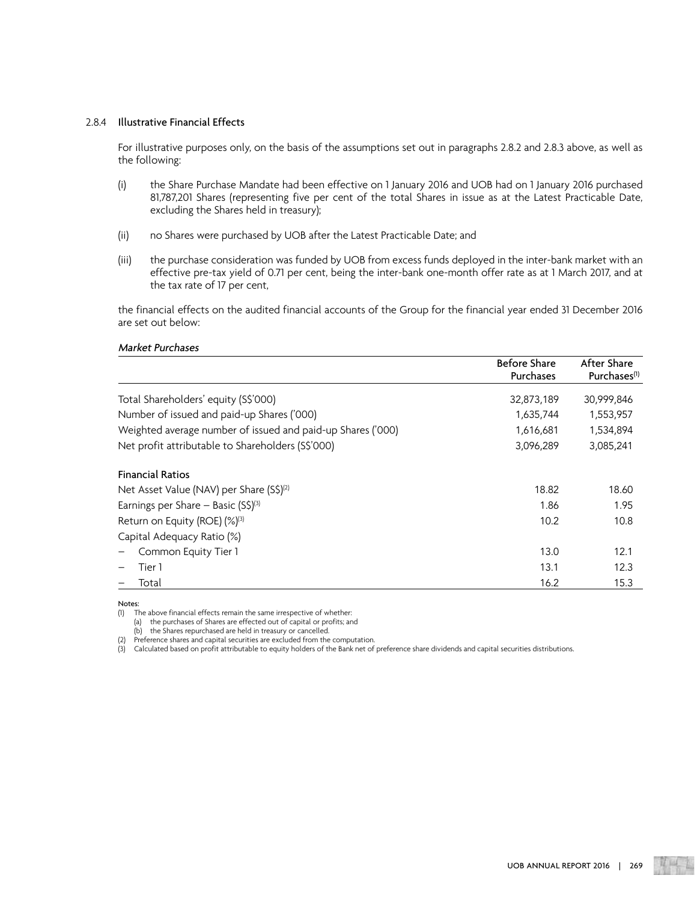### 2.8.4 Illustrative Financial Effects

For illustrative purposes only, on the basis of the assumptions set out in paragraphs 2.8.2 and 2.8.3 above, as well as the following:

(i) the Share Purchase Mandate had been effective on 1 January 2016 and UOB had on 1 January 2016 purchased 81,787,201 Shares (representing five per cent of the total Shares in issue as at the Latest Practicable Date, excluding the Shares held in treasury);

(ii) no Shares were purchased by UOB after the Latest Practicable Date; and

(iii) the purchase consideration was funded by UOB from excess funds deployed in the inter-bank market with an effective pre-tax yield of 0.71 per cent, being the inter-bank one-month offer rate as at 1 March 2017, and at the tax rate of 17 per cent,

the financial effects on the audited financial accounts of the Group for the financial year ended 31 December 2016 are set out below:

*Market Purchases*

| | Before Share Purchases | After Share Purchases[1] |
|---|---|---|
| Total Shareholders' equity (S$'000) | 32,873,189 | 30,999,846 |
| Number of issued and paid-up Shares ('000) | 1,635,744 | 1,553,957 |
| Weighted average number of issued and paid-up Shares ('000) | 1,616,681 | 1,534,894 |
| Net profit attributable to Shareholders (S$'000) | 3,096,289 | 3,085,241 |
| **Financial Ratios** | | |
| Net Asset Value (NAV) per Share (S$)[2] | 18.82 | 18.60 |
| Earnings per Share – Basic (S$)[3] | 1.86 | 1.95 |
| Return on Equity (ROE) (%)[3] | 10.2 | 10.8 |
| Capital Adequacy Ratio (%) | | |
| – Common Equity Tier 1 | 13.0 | 12.1 |
| – Tier 1 | 13.1 | 12.3 |
| – Total | 16.2 | 15.3 |

Notes:

(1) The above financial effects remain the same irrespective of whether:
  (a) the purchases of Shares are effected out of capital or profits; and
  (b) the Shares repurchased are held in treasury or cancelled.

(2) Preference shares and capital securities are excluded from the computation.

(3) Calculated based on profit attributable to equity holders of the Bank net of preference share dividends and capital securities distributions.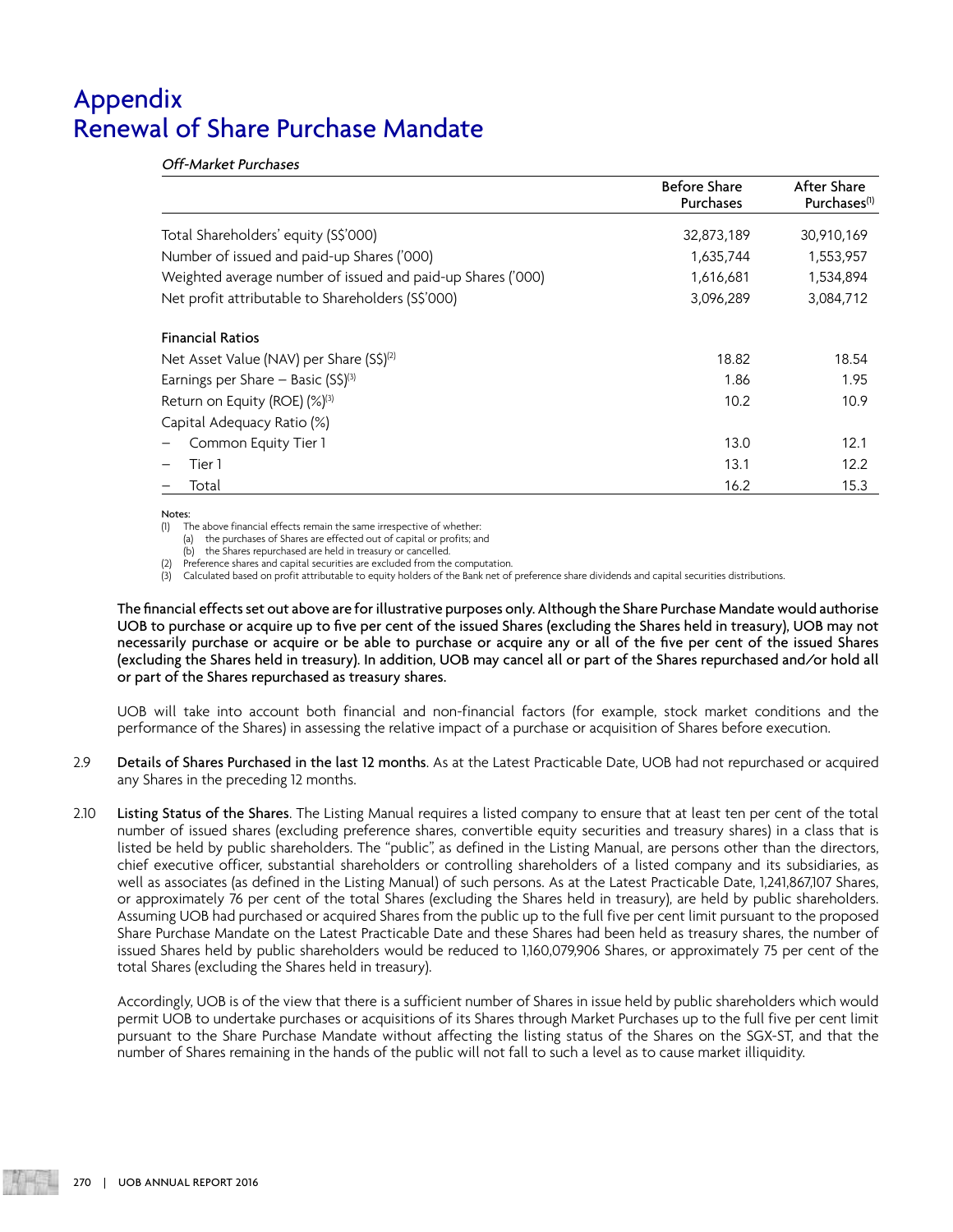# Appendix
# Renewal of Share Purchase Mandate

*Off-Market Purchases*

| | Before Share Purchases | After Share Purchases[1] |
|---|---|---|
| Total Shareholders' equity (S$'000) | 32,873,189 | 30,910,169 |
| Number of issued and paid-up Shares ('000) | 1,635,744 | 1,553,957 |
| Weighted average number of issued and paid-up Shares ('000) | 1,616,681 | 1,534,894 |
| Net profit attributable to Shareholders (S$'000) | 3,096,289 | 3,084,712 |
| **Financial Ratios** | | |
| Net Asset Value (NAV) per Share (S$)[2] | 18.82 | 18.54 |
| Earnings per Share – Basic (S$)[3] | 1.86 | 1.95 |
| Return on Equity (ROE) (%)[3] | 10.2 | 10.9 |
| Capital Adequacy Ratio (%) | | |
| – Common Equity Tier 1 | 13.0 | 12.1 |
| – Tier 1 | 13.1 | 12.2 |
| – Total | 16.2 | 15.3 |

Notes:
(1) The above financial effects remain the same irrespective of whether:
 (a) the purchases of Shares are effected out of capital or profits; and
 (b) the Shares repurchased are held in treasury or cancelled.
(2) Preference shares and capital securities are excluded from the computation.
(3) Calculated based on profit attributable to equity holders of the Bank net of preference share dividends and capital securities distributions.

**The financial effects set out above are for illustrative purposes only. Although the Share Purchase Mandate would authorise UOB to purchase or acquire up to five per cent of the issued Shares (excluding the Shares held in treasury), UOB may not necessarily purchase or acquire or be able to purchase or acquire any or all of the five per cent of the issued Shares (excluding the Shares held in treasury). In addition, UOB may cancel all or part of the Shares repurchased and/or hold all or part of the Shares repurchased as treasury shares.**

UOB will take into account both financial and non-financial factors (for example, stock market conditions and the performance of the Shares) in assessing the relative impact of a purchase or acquisition of Shares before execution.

2.9 **Details of Shares Purchased in the last 12 months**. As at the Latest Practicable Date, UOB had not repurchased or acquired any Shares in the preceding 12 months.

2.10 **Listing Status of the Shares**. The Listing Manual requires a listed company to ensure that at least ten per cent of the total number of issued shares (excluding preference shares, convertible equity securities and treasury shares) in a class that is listed be held by public shareholders. The "public", as defined in the Listing Manual, are persons other than the directors, chief executive officer, substantial shareholders or controlling shareholders of a listed company and its subsidiaries, as well as associates (as defined in the Listing Manual) of such persons. As at the Latest Practicable Date, 1,241,867,107 Shares, or approximately 76 per cent of the total Shares (excluding the Shares held in treasury), are held by public shareholders. Assuming UOB had purchased or acquired Shares from the public up to the full five per cent limit pursuant to the proposed Share Purchase Mandate on the Latest Practicable Date and these Shares had been held as treasury shares, the number of issued Shares held by public shareholders would be reduced to 1,160,079,906 Shares, or approximately 75 per cent of the total Shares (excluding the Shares held in treasury).

Accordingly, UOB is of the view that there is a sufficient number of Shares in issue held by public shareholders which would permit UOB to undertake purchases or acquisitions of its Shares through Market Purchases up to the full five per cent limit pursuant to the Share Purchase Mandate without affecting the listing status of the Shares on the SGX-ST, and that the number of Shares remaining in the hands of the public will not fall to such a level as to cause market illiquidity.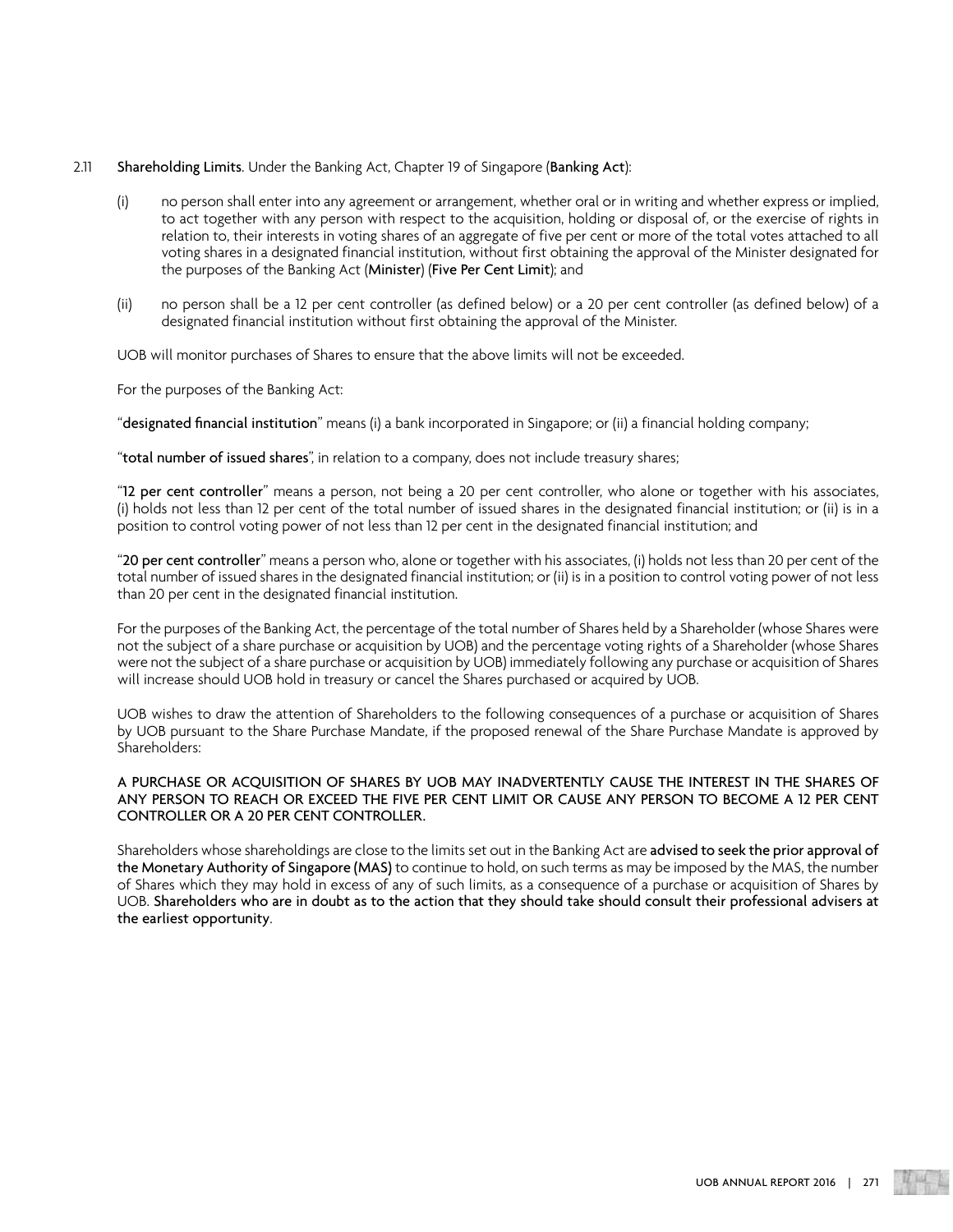2.11 **Shareholding Limits**. Under the Banking Act, Chapter 19 of Singapore (**Banking Act**):

(i) no person shall enter into any agreement or arrangement, whether oral or in writing and whether express or implied, to act together with any person with respect to the acquisition, holding or disposal of, or the exercise of rights in relation to, their interests in voting shares of an aggregate of five per cent or more of the total votes attached to all voting shares in a designated financial institution, without first obtaining the approval of the Minister designated for the purposes of the Banking Act (**Minister**) (**Five Per Cent Limit**); and

(ii) no person shall be a 12 per cent controller (as defined below) or a 20 per cent controller (as defined below) of a designated financial institution without first obtaining the approval of the Minister.

UOB will monitor purchases of Shares to ensure that the above limits will not be exceeded.

For the purposes of the Banking Act:

"**designated financial institution**" means (i) a bank incorporated in Singapore; or (ii) a financial holding company;

"**total number of issued shares**", in relation to a company, does not include treasury shares;

"**12 per cent controller**" means a person, not being a 20 per cent controller, who alone or together with his associates, (i) holds not less than 12 per cent of the total number of issued shares in the designated financial institution; or (ii) is in a position to control voting power of not less than 12 per cent in the designated financial institution; and

"**20 per cent controller**" means a person who, alone or together with his associates, (i) holds not less than 20 per cent of the total number of issued shares in the designated financial institution; or (ii) is in a position to control voting power of not less than 20 per cent in the designated financial institution.

For the purposes of the Banking Act, the percentage of the total number of Shares held by a Shareholder (whose Shares were not the subject of a share purchase or acquisition by UOB) and the percentage voting rights of a Shareholder (whose Shares were not the subject of a share purchase or acquisition by UOB) immediately following any purchase or acquisition of Shares will increase should UOB hold in treasury or cancel the Shares purchased or acquired by UOB.

UOB wishes to draw the attention of Shareholders to the following consequences of a purchase or acquisition of Shares by UOB pursuant to the Share Purchase Mandate, if the proposed renewal of the Share Purchase Mandate is approved by Shareholders:

**A PURCHASE OR ACQUISITION OF SHARES BY UOB MAY INADVERTENTLY CAUSE THE INTEREST IN THE SHARES OF ANY PERSON TO REACH OR EXCEED THE FIVE PER CENT LIMIT OR CAUSE ANY PERSON TO BECOME A 12 PER CENT CONTROLLER OR A 20 PER CENT CONTROLLER.**

Shareholders whose shareholdings are close to the limits set out in the Banking Act are **advised to seek the prior approval of the Monetary Authority of Singapore (MAS)** to continue to hold, on such terms as may be imposed by the MAS, the number of Shares which they may hold in excess of any of such limits, as a consequence of a purchase or acquisition of Shares by UOB. **Shareholders who are in doubt as to the action that they should take should consult their professional advisers at the earliest opportunity**.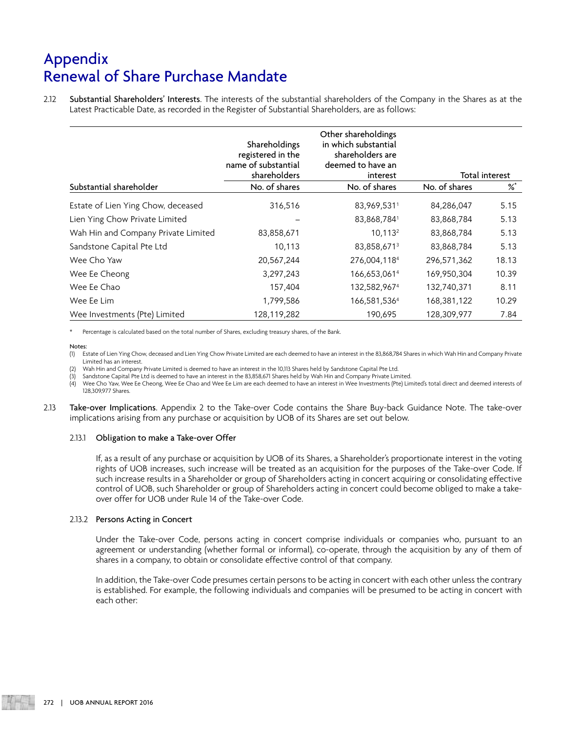# Appendix
# Renewal of Share Purchase Mandate

2.12 **Substantial Shareholders' Interests**. The interests of the substantial shareholders of the Company in the Shares as at the Latest Practicable Date, as recorded in the Register of Substantial Shareholders, are as follows:

| Substantial shareholder | Shareholdings registered in the name of substantial shareholders | Other shareholdings in which substantial shareholders are deemed to have an interest | Total interest | |
|---|---|---|---|---|
| | No. of shares | No. of shares | No. of shares | %* |
| Estate of Lien Ying Chow, deceased | 316,516 | 83,969,531[1] | 84,286,047 | 5.15 |
| Lien Ying Chow Private Limited | – | 83,868,784[1] | 83,868,784 | 5.13 |
| Wah Hin and Company Private Limited | 83,858,671 | 10,113[2] | 83,868,784 | 5.13 |
| Sandstone Capital Pte Ltd | 10,113 | 83,858,671[3] | 83,868,784 | 5.13 |
| Wee Cho Yaw | 20,567,244 | 276,004,118[4] | 296,571,362 | 18.13 |
| Wee Ee Cheong | 3,297,243 | 166,653,061[4] | 169,950,304 | 10.39 |
| Wee Ee Chao | 157,404 | 132,582,967[4] | 132,740,371 | 8.11 |
| Wee Ee Lim | 1,799,586 | 166,581,536[4] | 168,381,122 | 10.29 |
| Wee Investments (Pte) Limited | 128,119,282 | 190,695 | 128,309,977 | 7.84 |

\* Percentage is calculated based on the total number of Shares, excluding treasury shares, of the Bank.

Notes:
(1) Estate of Lien Ying Chow, deceased and Lien Ying Chow Private Limited are each deemed to have an interest in the 83,868,784 Shares in which Wah Hin and Company Private Limited has an interest.
(2) Wah Hin and Company Private Limited is deemed to have an interest in the 10,113 Shares held by Sandstone Capital Pte Ltd.
(3) Sandstone Capital Pte Ltd is deemed to have an interest in the 83,858,671 Shares held by Wah Hin and Company Private Limited.
(4) Wee Cho Yaw, Wee Ee Cheong, Wee Ee Chao and Wee Ee Lim are each deemed to have an interest in Wee Investments (Pte) Limited's total direct and deemed interests of 128,309,977 Shares.

2.13 **Take-over Implications**. Appendix 2 to the Take-over Code contains the Share Buy-back Guidance Note. The take-over implications arising from any purchase or acquisition by UOB of its Shares are set out below.

### 2.13.1 Obligation to make a Take-over Offer

If, as a result of any purchase or acquisition by UOB of its Shares, a Shareholder's proportionate interest in the voting rights of UOB increases, such increase will be treated as an acquisition for the purposes of the Take-over Code. If such increase results in a Shareholder or group of Shareholders acting in concert acquiring or consolidating effective control of UOB, such Shareholder or group of Shareholders acting in concert could become obliged to make a take-over offer for UOB under Rule 14 of the Take-over Code.

### 2.13.2 Persons Acting in Concert

Under the Take-over Code, persons acting in concert comprise individuals or companies who, pursuant to an agreement or understanding (whether formal or informal), co-operate, through the acquisition by any of them of shares in a company, to obtain or consolidate effective control of that company.

In addition, the Take-over Code presumes certain persons to be acting in concert with each other unless the contrary is established. For example, the following individuals and companies will be presumed to be acting in concert with each other: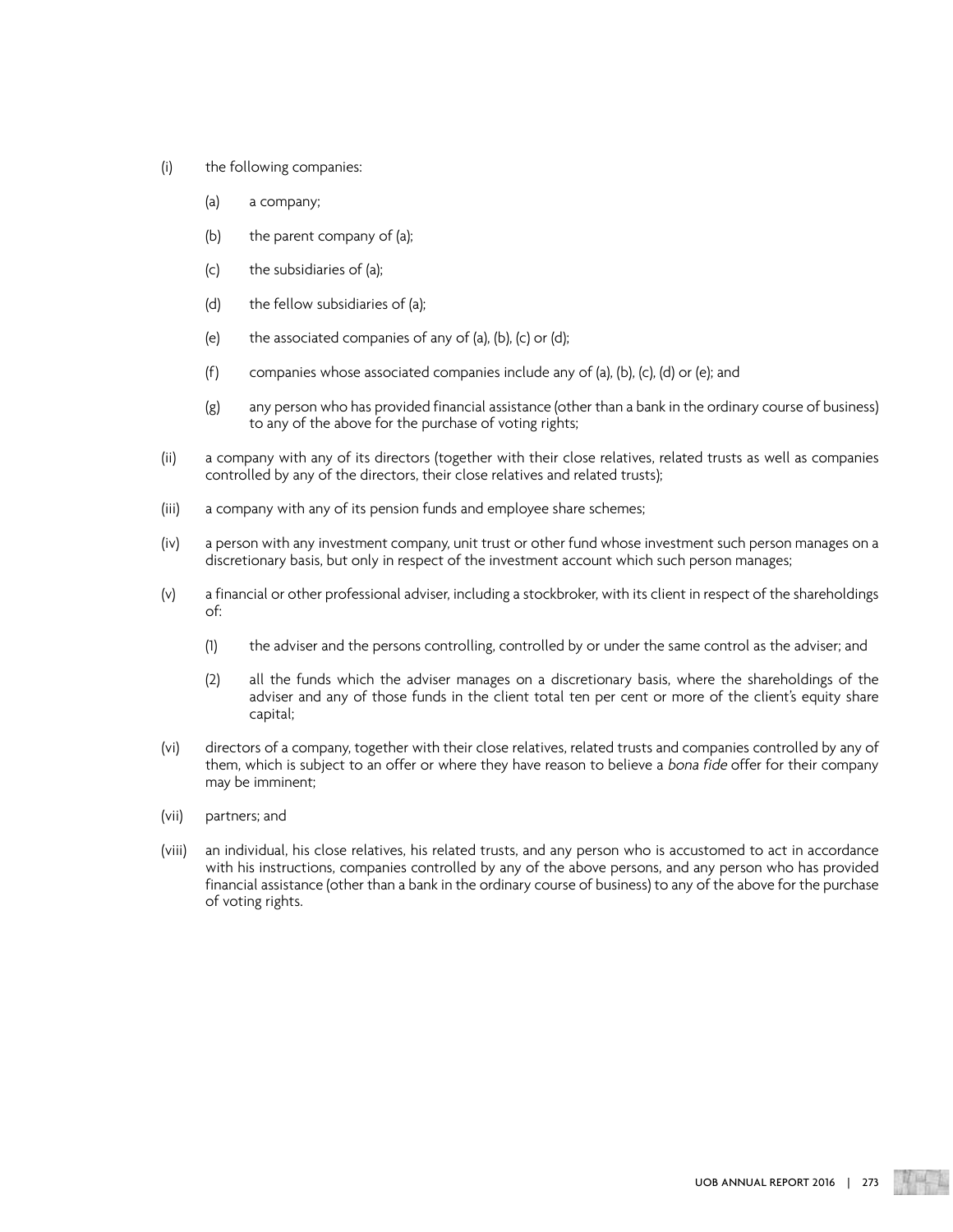(i) the following companies:

  (a) a company;

  (b) the parent company of (a);

  (c) the subsidiaries of (a);

  (d) the fellow subsidiaries of (a);

  (e) the associated companies of any of (a), (b), (c) or (d);

  (f) companies whose associated companies include any of (a), (b), (c), (d) or (e); and

  (g) any person who has provided financial assistance (other than a bank in the ordinary course of business) to any of the above for the purchase of voting rights;

(ii) a company with any of its directors (together with their close relatives, related trusts as well as companies controlled by any of the directors, their close relatives and related trusts);

(iii) a company with any of its pension funds and employee share schemes;

(iv) a person with any investment company, unit trust or other fund whose investment such person manages on a discretionary basis, but only in respect of the investment account which such person manages;

(v) a financial or other professional adviser, including a stockbroker, with its client in respect of the shareholdings of:

  (1) the adviser and the persons controlling, controlled by or under the same control as the adviser; and

  (2) all the funds which the adviser manages on a discretionary basis, where the shareholdings of the adviser and any of those funds in the client total ten per cent or more of the client's equity share capital;

(vi) directors of a company, together with their close relatives, related trusts and companies controlled by any of them, which is subject to an offer or where they have reason to believe a *bona fide* offer for their company may be imminent;

(vii) partners; and

(viii) an individual, his close relatives, his related trusts, and any person who is accustomed to act in accordance with his instructions, companies controlled by any of the above persons, and any person who has provided financial assistance (other than a bank in the ordinary course of business) to any of the above for the purchase of voting rights.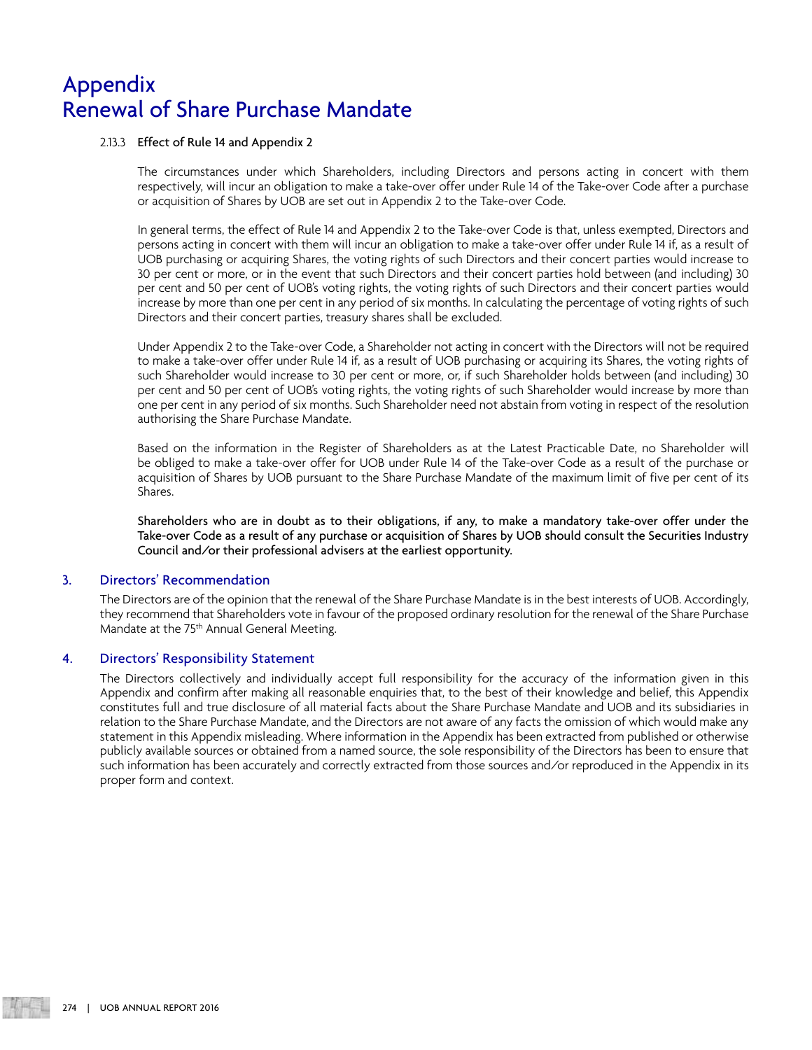# Appendix
# Renewal of Share Purchase Mandate

2.13.3 **Effect of Rule 14 and Appendix 2**

The circumstances under which Shareholders, including Directors and persons acting in concert with them respectively, will incur an obligation to make a take-over offer under Rule 14 of the Take-over Code after a purchase or acquisition of Shares by UOB are set out in Appendix 2 to the Take-over Code.

In general terms, the effect of Rule 14 and Appendix 2 to the Take-over Code is that, unless exempted, Directors and persons acting in concert with them will incur an obligation to make a take-over offer under Rule 14 if, as a result of UOB purchasing or acquiring Shares, the voting rights of such Directors and their concert parties would increase to 30 per cent or more, or in the event that such Directors and their concert parties hold between (and including) 30 per cent and 50 per cent of UOB's voting rights, the voting rights of such Directors and their concert parties would increase by more than one per cent in any period of six months. In calculating the percentage of voting rights of such Directors and their concert parties, treasury shares shall be excluded.

Under Appendix 2 to the Take-over Code, a Shareholder not acting in concert with the Directors will not be required to make a take-over offer under Rule 14 if, as a result of UOB purchasing or acquiring its Shares, the voting rights of such Shareholder would increase to 30 per cent or more, or, if such Shareholder holds between (and including) 30 per cent and 50 per cent of UOB's voting rights, the voting rights of such Shareholder would increase by more than one per cent in any period of six months. Such Shareholder need not abstain from voting in respect of the resolution authorising the Share Purchase Mandate.

Based on the information in the Register of Shareholders as at the Latest Practicable Date, no Shareholder will be obliged to make a take-over offer for UOB under Rule 14 of the Take-over Code as a result of the purchase or acquisition of Shares by UOB pursuant to the Share Purchase Mandate of the maximum limit of five per cent of its Shares.

**Shareholders who are in doubt as to their obligations, if any, to make a mandatory take-over offer under the Take-over Code as a result of any purchase or acquisition of Shares by UOB should consult the Securities Industry Council and/or their professional advisers at the earliest opportunity.**

## 3. Directors' Recommendation

The Directors are of the opinion that the renewal of the Share Purchase Mandate is in the best interests of UOB. Accordingly, they recommend that Shareholders vote in favour of the proposed ordinary resolution for the renewal of the Share Purchase Mandate at the 75th Annual General Meeting.

## 4. Directors' Responsibility Statement

The Directors collectively and individually accept full responsibility for the accuracy of the information given in this Appendix and confirm after making all reasonable enquiries that, to the best of their knowledge and belief, this Appendix constitutes full and true disclosure of all material facts about the Share Purchase Mandate and UOB and its subsidiaries in relation to the Share Purchase Mandate, and the Directors are not aware of any facts the omission of which would make any statement in this Appendix misleading. Where information in the Appendix has been extracted from published or otherwise publicly available sources or obtained from a named source, the sole responsibility of the Directors has been to ensure that such information has been accurately and correctly extracted from those sources and/or reproduced in the Appendix in its proper form and context.